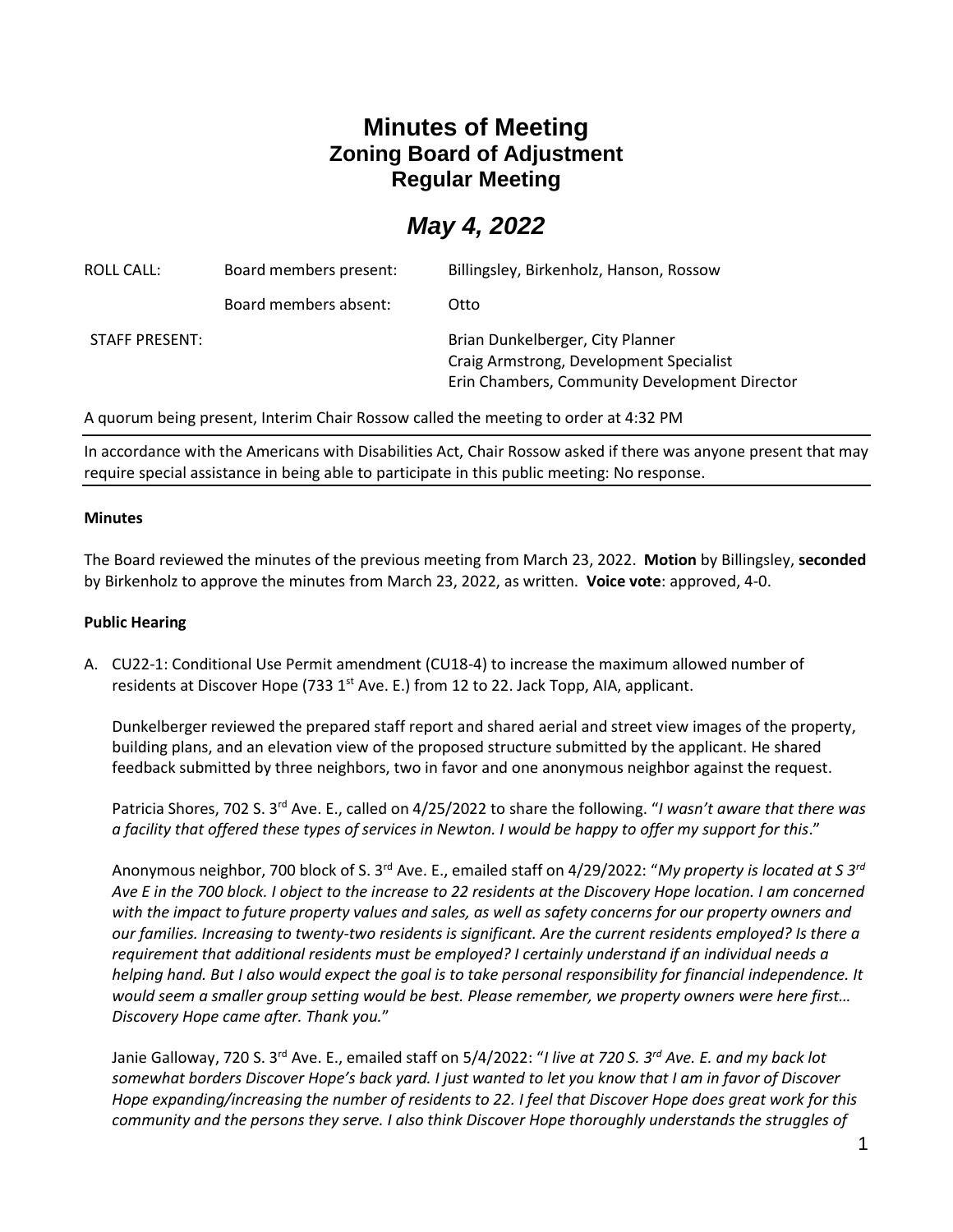# Minutes of Meeting
## Zoning Board of Adjustment
## Regular Meeting

## *May 4, 2022*

| | | |
|---|---|---|
| ROLL CALL: | Board members present: | Billingsley, Birkenholz, Hanson, Rossow |
| | Board members absent: | Otto |
| STAFF PRESENT: | | Brian Dunkelberger, City Planner<br>Craig Armstrong, Development Specialist<br>Erin Chambers, Community Development Director |

A quorum being present, Interim Chair Rossow called the meeting to order at 4:32 PM

---

In accordance with the Americans with Disabilities Act, Chair Rossow asked if there was anyone present that may require special assistance in being able to participate in this public meeting: No response.

---

**Minutes**

The Board reviewed the minutes of the previous meeting from March 23, 2022. **Motion** by Billingsley, **seconded** by Birkenholz to approve the minutes from March 23, 2022, as written. **Voice vote**: approved, 4-0.

**Public Hearing**

A. CU22-1: Conditional Use Permit amendment (CU18-4) to increase the maximum allowed number of residents at Discover Hope (733 1st Ave. E.) from 12 to 22. Jack Topp, AIA, applicant.

   Dunkelberger reviewed the prepared staff report and shared aerial and street view images of the property, building plans, and an elevation view of the proposed structure submitted by the applicant. He shared feedback submitted by three neighbors, two in favor and one anonymous neighbor against the request.

   Patricia Shores, 702 S. 3rd Ave. E., called on 4/25/2022 to share the following. "*I wasn't aware that there was a facility that offered these types of services in Newton. I would be happy to offer my support for this*."

   Anonymous neighbor, 700 block of S. 3rd Ave. E., emailed staff on 4/29/2022: "*My property is located at S 3rd Ave E in the 700 block. I object to the increase to 22 residents at the Discovery Hope location. I am concerned with the impact to future property values and sales, as well as safety concerns for our property owners and our families. Increasing to twenty-two residents is significant. Are the current residents employed? Is there a requirement that additional residents must be employed? I certainly understand if an individual needs a helping hand. But I also would expect the goal is to take personal responsibility for financial independence. It would seem a smaller group setting would be best. Please remember, we property owners were here first… Discovery Hope came after. Thank you.*"

   Janie Galloway, 720 S. 3rd Ave. E., emailed staff on 5/4/2022: "*I live at 720 S. 3rd Ave. E. and my back lot somewhat borders Discover Hope's back yard. I just wanted to let you know that I am in favor of Discover Hope expanding/increasing the number of residents to 22. I feel that Discover Hope does great work for this community and the persons they serve. I also think Discover Hope thoroughly understands the struggles of*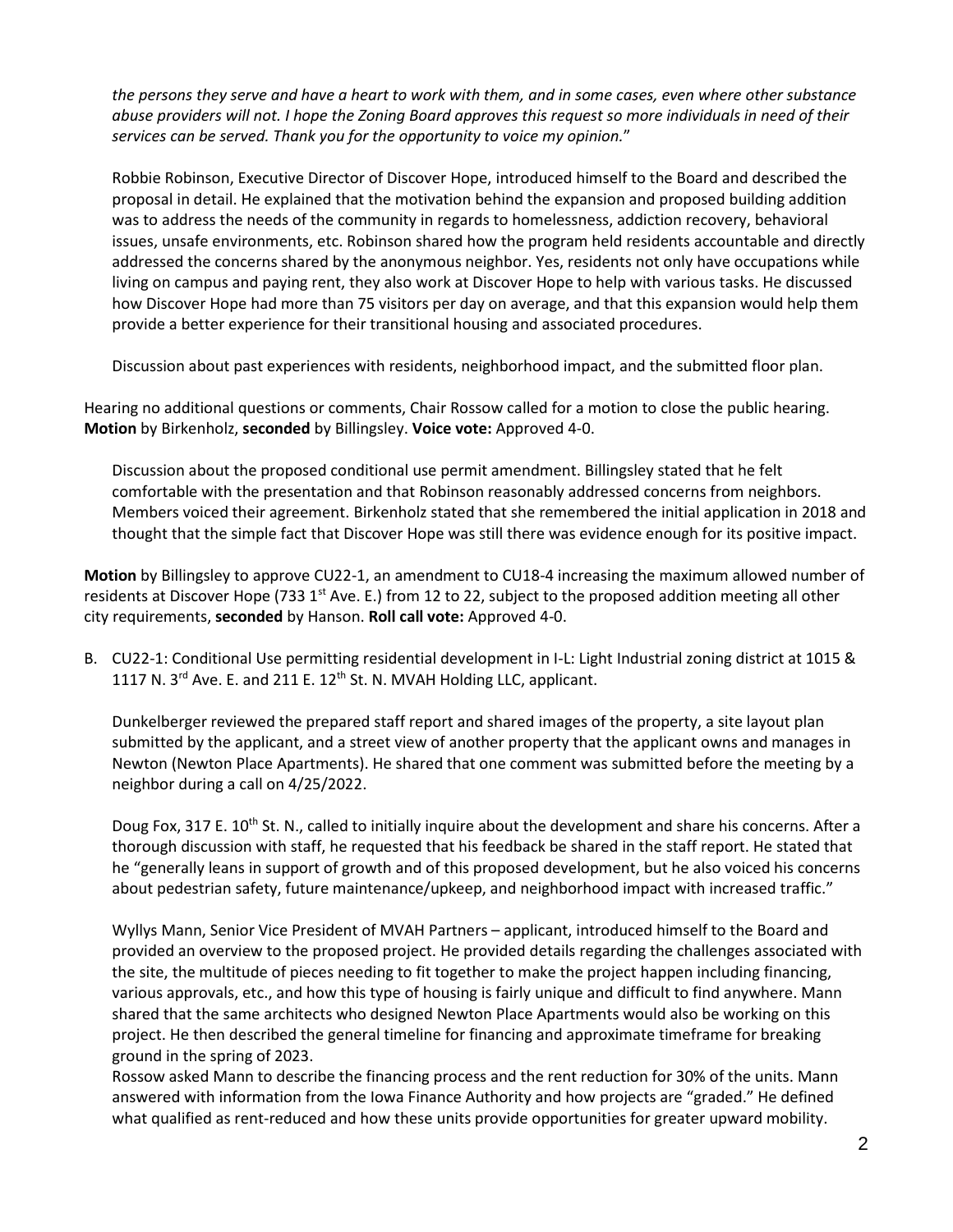*the persons they serve and have a heart to work with them, and in some cases, even where other substance abuse providers will not. I hope the Zoning Board approves this request so more individuals in need of their services can be served. Thank you for the opportunity to voice my opinion.*"

Robbie Robinson, Executive Director of Discover Hope, introduced himself to the Board and described the proposal in detail. He explained that the motivation behind the expansion and proposed building addition was to address the needs of the community in regards to homelessness, addiction recovery, behavioral issues, unsafe environments, etc. Robinson shared how the program held residents accountable and directly addressed the concerns shared by the anonymous neighbor. Yes, residents not only have occupations while living on campus and paying rent, they also work at Discover Hope to help with various tasks. He discussed how Discover Hope had more than 75 visitors per day on average, and that this expansion would help them provide a better experience for their transitional housing and associated procedures.

Discussion about past experiences with residents, neighborhood impact, and the submitted floor plan.

Hearing no additional questions or comments, Chair Rossow called for a motion to close the public hearing. **Motion** by Birkenholz, **seconded** by Billingsley. **Voice vote:** Approved 4-0.

Discussion about the proposed conditional use permit amendment. Billingsley stated that he felt comfortable with the presentation and that Robinson reasonably addressed concerns from neighbors. Members voiced their agreement. Birkenholz stated that she remembered the initial application in 2018 and thought that the simple fact that Discover Hope was still there was evidence enough for its positive impact.

**Motion** by Billingsley to approve CU22-1, an amendment to CU18-4 increasing the maximum allowed number of residents at Discover Hope (733 1st Ave. E.) from 12 to 22, subject to the proposed addition meeting all other city requirements, **seconded** by Hanson. **Roll call vote:** Approved 4-0.

B. CU22-1: Conditional Use permitting residential development in I-L: Light Industrial zoning district at 1015 & 1117 N. 3rd Ave. E. and 211 E. 12th St. N. MVAH Holding LLC, applicant.

Dunkelberger reviewed the prepared staff report and shared images of the property, a site layout plan submitted by the applicant, and a street view of another property that the applicant owns and manages in Newton (Newton Place Apartments). He shared that one comment was submitted before the meeting by a neighbor during a call on 4/25/2022.

Doug Fox, 317 E. 10th St. N., called to initially inquire about the development and share his concerns. After a thorough discussion with staff, he requested that his feedback be shared in the staff report. He stated that he "generally leans in support of growth and of this proposed development, but he also voiced his concerns about pedestrian safety, future maintenance/upkeep, and neighborhood impact with increased traffic."

Wyllys Mann, Senior Vice President of MVAH Partners – applicant, introduced himself to the Board and provided an overview to the proposed project. He provided details regarding the challenges associated with the site, the multitude of pieces needing to fit together to make the project happen including financing, various approvals, etc., and how this type of housing is fairly unique and difficult to find anywhere. Mann shared that the same architects who designed Newton Place Apartments would also be working on this project. He then described the general timeline for financing and approximate timeframe for breaking ground in the spring of 2023.

Rossow asked Mann to describe the financing process and the rent reduction for 30% of the units. Mann answered with information from the Iowa Finance Authority and how projects are "graded." He defined what qualified as rent-reduced and how these units provide opportunities for greater upward mobility.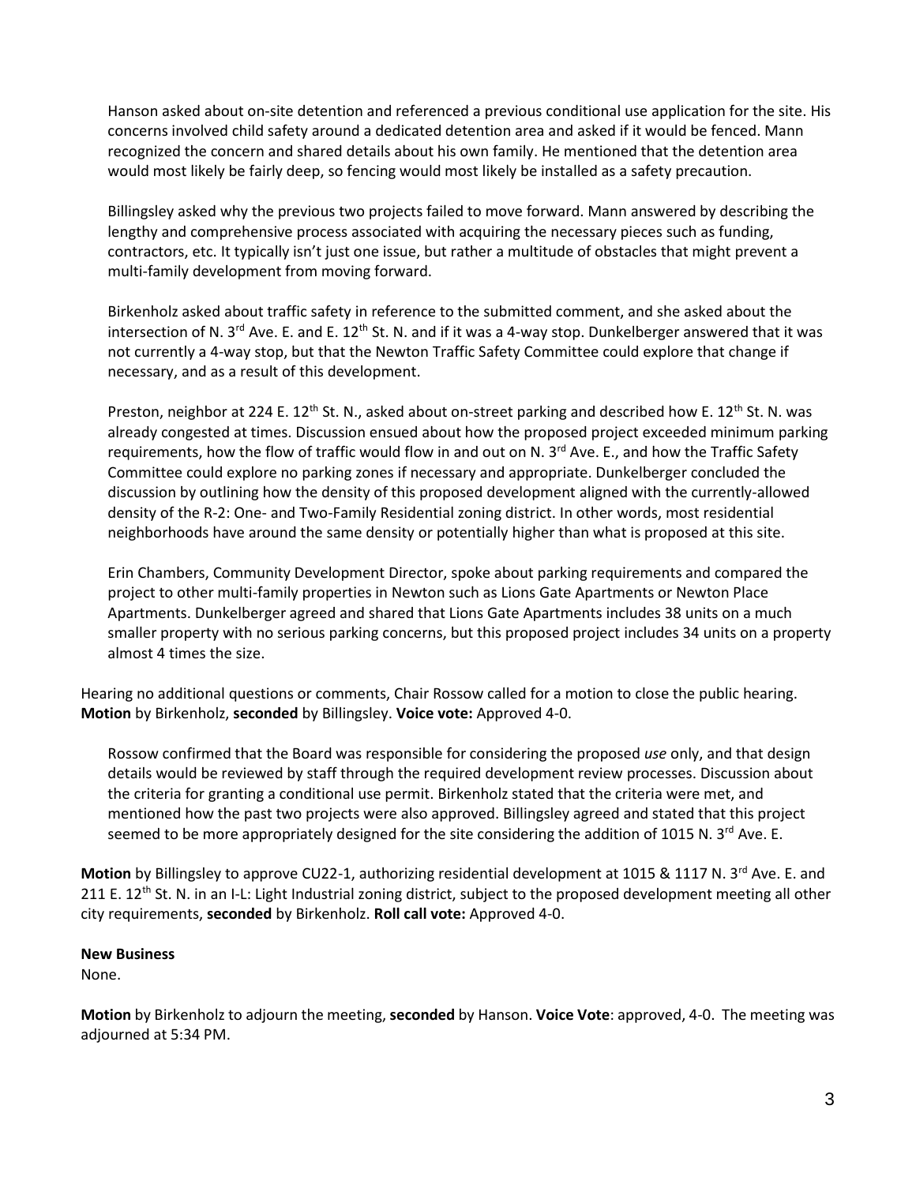Hanson asked about on-site detention and referenced a previous conditional use application for the site. His concerns involved child safety around a dedicated detention area and asked if it would be fenced. Mann recognized the concern and shared details about his own family. He mentioned that the detention area would most likely be fairly deep, so fencing would most likely be installed as a safety precaution.

Billingsley asked why the previous two projects failed to move forward. Mann answered by describing the lengthy and comprehensive process associated with acquiring the necessary pieces such as funding, contractors, etc. It typically isn't just one issue, but rather a multitude of obstacles that might prevent a multi-family development from moving forward.

Birkenholz asked about traffic safety in reference to the submitted comment, and she asked about the intersection of N. 3rd Ave. E. and E. 12th St. N. and if it was a 4-way stop. Dunkelberger answered that it was not currently a 4-way stop, but that the Newton Traffic Safety Committee could explore that change if necessary, and as a result of this development.

Preston, neighbor at 224 E. 12th St. N., asked about on-street parking and described how E. 12th St. N. was already congested at times. Discussion ensued about how the proposed project exceeded minimum parking requirements, how the flow of traffic would flow in and out on N. 3rd Ave. E., and how the Traffic Safety Committee could explore no parking zones if necessary and appropriate. Dunkelberger concluded the discussion by outlining how the density of this proposed development aligned with the currently-allowed density of the R-2: One- and Two-Family Residential zoning district. In other words, most residential neighborhoods have around the same density or potentially higher than what is proposed at this site.

Erin Chambers, Community Development Director, spoke about parking requirements and compared the project to other multi-family properties in Newton such as Lions Gate Apartments or Newton Place Apartments. Dunkelberger agreed and shared that Lions Gate Apartments includes 38 units on a much smaller property with no serious parking concerns, but this proposed project includes 34 units on a property almost 4 times the size.

Hearing no additional questions or comments, Chair Rossow called for a motion to close the public hearing. **Motion** by Birkenholz, **seconded** by Billingsley. **Voice vote:** Approved 4-0.

Rossow confirmed that the Board was responsible for considering the proposed *use* only, and that design details would be reviewed by staff through the required development review processes. Discussion about the criteria for granting a conditional use permit. Birkenholz stated that the criteria were met, and mentioned how the past two projects were also approved. Billingsley agreed and stated that this project seemed to be more appropriately designed for the site considering the addition of 1015 N. 3rd Ave. E.

**Motion** by Billingsley to approve CU22-1, authorizing residential development at 1015 & 1117 N. 3rd Ave. E. and 211 E. 12th St. N. in an I-L: Light Industrial zoning district, subject to the proposed development meeting all other city requirements, **seconded** by Birkenholz. **Roll call vote:** Approved 4-0.

**New Business**

None.

**Motion** by Birkenholz to adjourn the meeting, **seconded** by Hanson. **Voice Vote**: approved, 4-0. The meeting was adjourned at 5:34 PM.